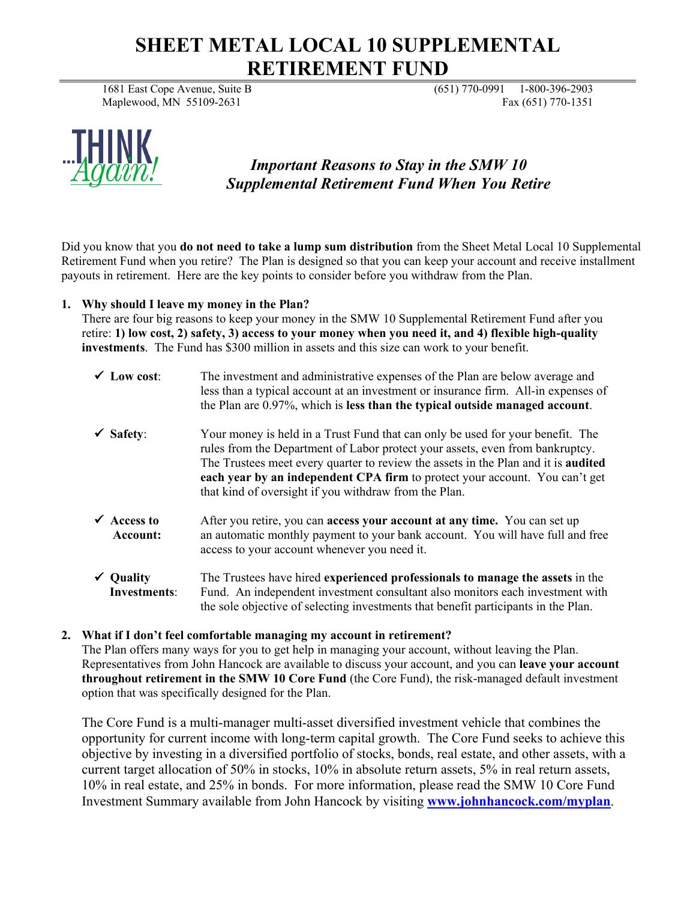# SHEET METAL LOCAL 10 SUPPLEMENTAL RETIREMENT FUND

1681 East Cope Avenue, Suite B
Maplewood, MN 55109-2631

(651) 770-0991 1-800-396-2903
Fax (651) 770-1351

…THINK *Again!*

## *Important Reasons to Stay in the SMW 10 Supplemental Retirement Fund When You Retire*

Did you know that you **do not need to take a lump sum distribution** from the Sheet Metal Local 10 Supplemental Retirement Fund when you retire? The Plan is designed so that you can keep your account and receive installment payouts in retirement. Here are the key points to consider before you withdraw from the Plan.

1. **Why should I leave my money in the Plan?**
   There are four big reasons to keep your money in the SMW 10 Supplemental Retirement Fund after you retire: **1) low cost, 2) safety, 3) access to your money when you need it, and 4) flexible high-quality investments**. The Fund has $300 million in assets and this size can work to your benefit.

   - ✓ **Low cost**: The investment and administrative expenses of the Plan are below average and less than a typical account at an investment or insurance firm. All-in expenses of the Plan are 0.97%, which is **less than the typical outside managed account**.

   - ✓ **Safety**: Your money is held in a Trust Fund that can only be used for your benefit. The rules from the Department of Labor protect your assets, even from bankruptcy. The Trustees meet every quarter to review the assets in the Plan and it is **audited each year by an independent CPA firm** to protect your account. You can't get that kind of oversight if you withdraw from the Plan.

   - ✓ **Access to Account:** After you retire, you can **access your account at any time.** You can set up an automatic monthly payment to your bank account. You will have full and free access to your account whenever you need it.

   - ✓ **Quality Investments**: The Trustees have hired **experienced professionals to manage the assets** in the Fund. An independent investment consultant also monitors each investment with the sole objective of selecting investments that benefit participants in the Plan.

2. **What if I don't feel comfortable managing my account in retirement?**
   The Plan offers many ways for you to get help in managing your account, without leaving the Plan. Representatives from John Hancock are available to discuss your account, and you can **leave your account throughout retirement in the SMW 10 Core Fund** (the Core Fund), the risk-managed default investment option that was specifically designed for the Plan.

   The Core Fund is a multi-manager multi-asset diversified investment vehicle that combines the opportunity for current income with long-term capital growth. The Core Fund seeks to achieve this objective by investing in a diversified portfolio of stocks, bonds, real estate, and other assets, with a current target allocation of 50% in stocks, 10% in absolute return assets, 5% in real return assets, 10% in real estate, and 25% in bonds. For more information, please read the SMW 10 Core Fund Investment Summary available from John Hancock by visiting **www.johnhancock.com/myplan**.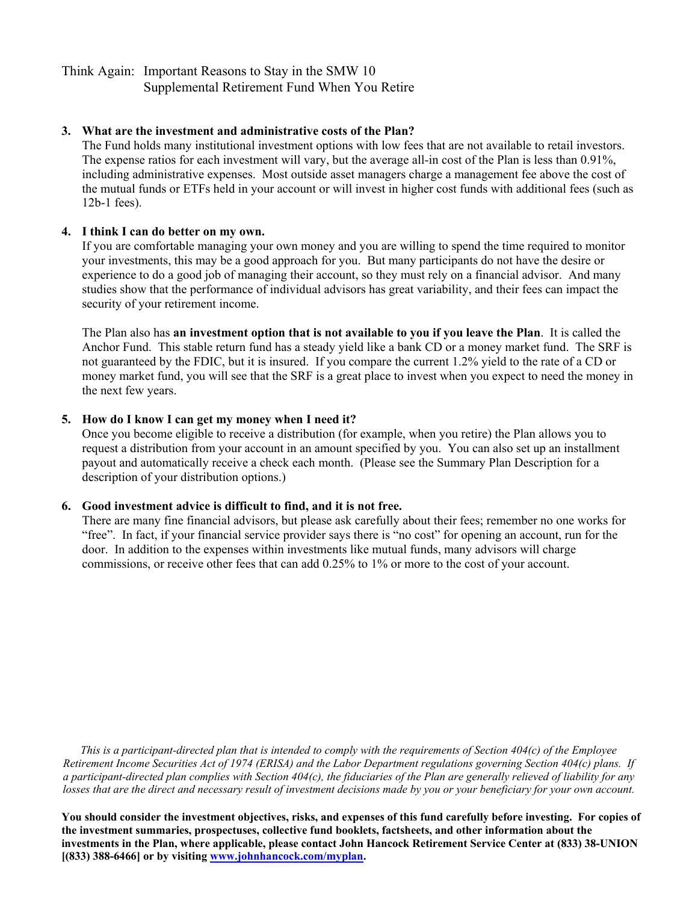Think Again: Important Reasons to Stay in the SMW 10 Supplemental Retirement Fund When You Retire

3. **What are the investment and administrative costs of the Plan?**
   The Fund holds many institutional investment options with low fees that are not available to retail investors. The expense ratios for each investment will vary, but the average all-in cost of the Plan is less than 0.91%, including administrative expenses. Most outside asset managers charge a management fee above the cost of the mutual funds or ETFs held in your account or will invest in higher cost funds with additional fees (such as 12b-1 fees).

4. **I think I can do better on my own.**
   If you are comfortable managing your own money and you are willing to spend the time required to monitor your investments, this may be a good approach for you. But many participants do not have the desire or experience to do a good job of managing their account, so they must rely on a financial advisor. And many studies show that the performance of individual advisors has great variability, and their fees can impact the security of your retirement income.

   The Plan also has **an investment option that is not available to you if you leave the Plan**. It is called the Anchor Fund. This stable return fund has a steady yield like a bank CD or a money market fund. The SRF is not guaranteed by the FDIC, but it is insured. If you compare the current 1.2% yield to the rate of a CD or money market fund, you will see that the SRF is a great place to invest when you expect to need the money in the next few years.

5. **How do I know I can get my money when I need it?**
   Once you become eligible to receive a distribution (for example, when you retire) the Plan allows you to request a distribution from your account in an amount specified by you. You can also set up an installment payout and automatically receive a check each month. (Please see the Summary Plan Description for a description of your distribution options.)

6. **Good investment advice is difficult to find, and it is not free.**
   There are many fine financial advisors, but please ask carefully about their fees; remember no one works for "free". In fact, if your financial service provider says there is "no cost" for opening an account, run for the door. In addition to the expenses within investments like mutual funds, many advisors will charge commissions, or receive other fees that can add 0.25% to 1% or more to the cost of your account.

*This is a participant-directed plan that is intended to comply with the requirements of Section 404(c) of the Employee Retirement Income Securities Act of 1974 (ERISA) and the Labor Department regulations governing Section 404(c) plans. If a participant-directed plan complies with Section 404(c), the fiduciaries of the Plan are generally relieved of liability for any losses that are the direct and necessary result of investment decisions made by you or your beneficiary for your own account.*

**You should consider the investment objectives, risks, and expenses of this fund carefully before investing. For copies of the investment summaries, prospectuses, collective fund booklets, factsheets, and other information about the investments in the Plan, where applicable, please contact John Hancock Retirement Service Center at (833) 38-UNION [(833) 388-6466] or by visiting www.johnhancock.com/myplan.**